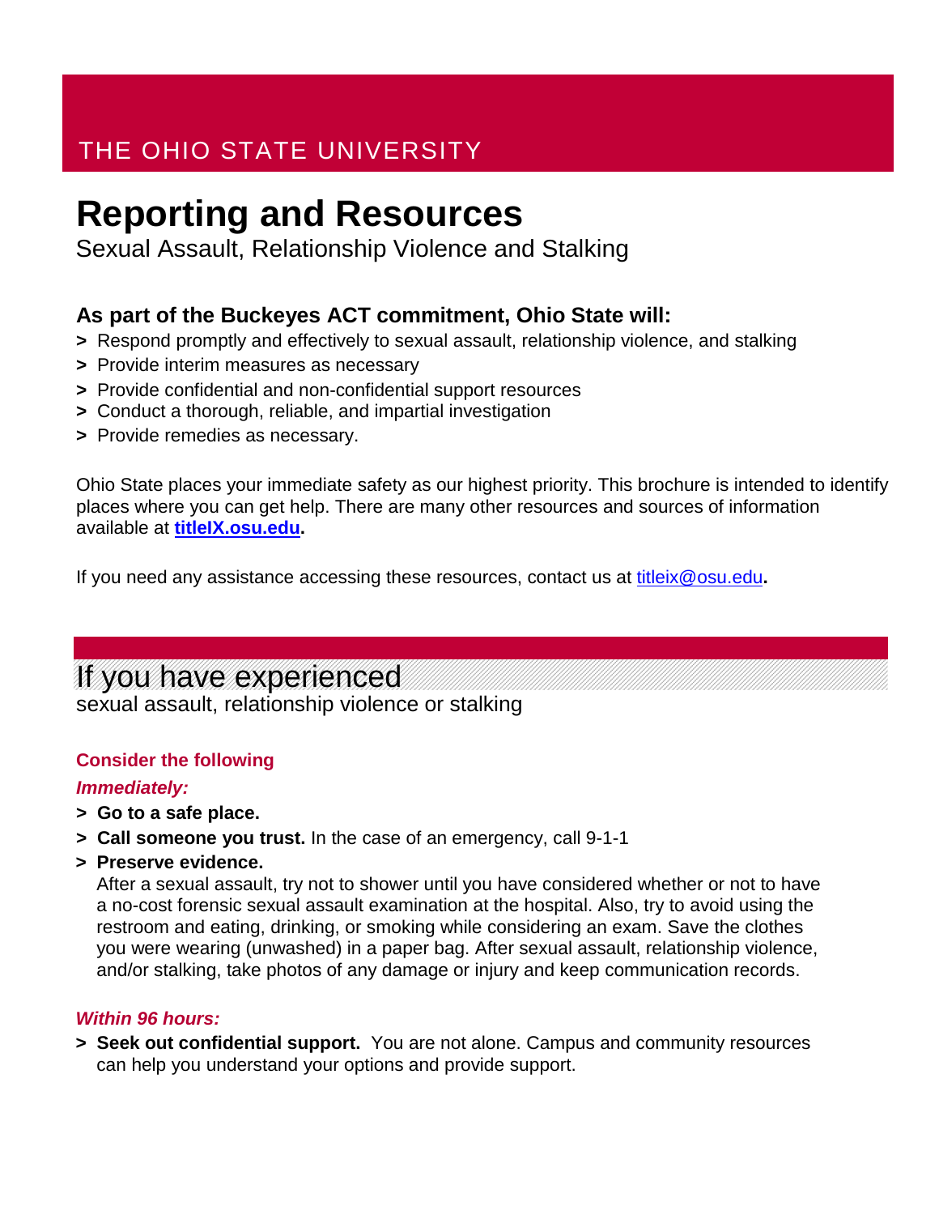THE OHIO STATE UNIVERSITY

# Reporting and Resources

Sexual Assault, Relationship Violence and Stalking

### As part of the Buckeyes ACT commitment, Ohio State will:

- Respond promptly and effectively to sexual assault, relationship violence, and stalking
- Provide interim measures as necessary
- Provide confidential and non-confidential support resources
- Conduct a thorough, reliable, and impartial investigation
- Provide remedies as necessary.

Ohio State places your immediate safety as our highest priority. This brochure is intended to identify places where you can get help. There are many other resources and sources of information available at **titleIX.osu.edu.**

If you need any assistance accessing these resources, contact us at titleix@osu.edu**.**

## If you have experienced

sexual assault, relationship violence or stalking

### Consider the following

***Immediately:***

- **Go to a safe place.**
- **Call someone you trust.** In the case of an emergency, call 9-1-1
- **Preserve evidence.**
  After a sexual assault, try not to shower until you have considered whether or not to have a no-cost forensic sexual assault examination at the hospital. Also, try to avoid using the restroom and eating, drinking, or smoking while considering an exam. Save the clothes you were wearing (unwashed) in a paper bag. After sexual assault, relationship violence, and/or stalking, take photos of any damage or injury and keep communication records.

***Within 96 hours:***

- **Seek out confidential support.** You are not alone. Campus and community resources can help you understand your options and provide support.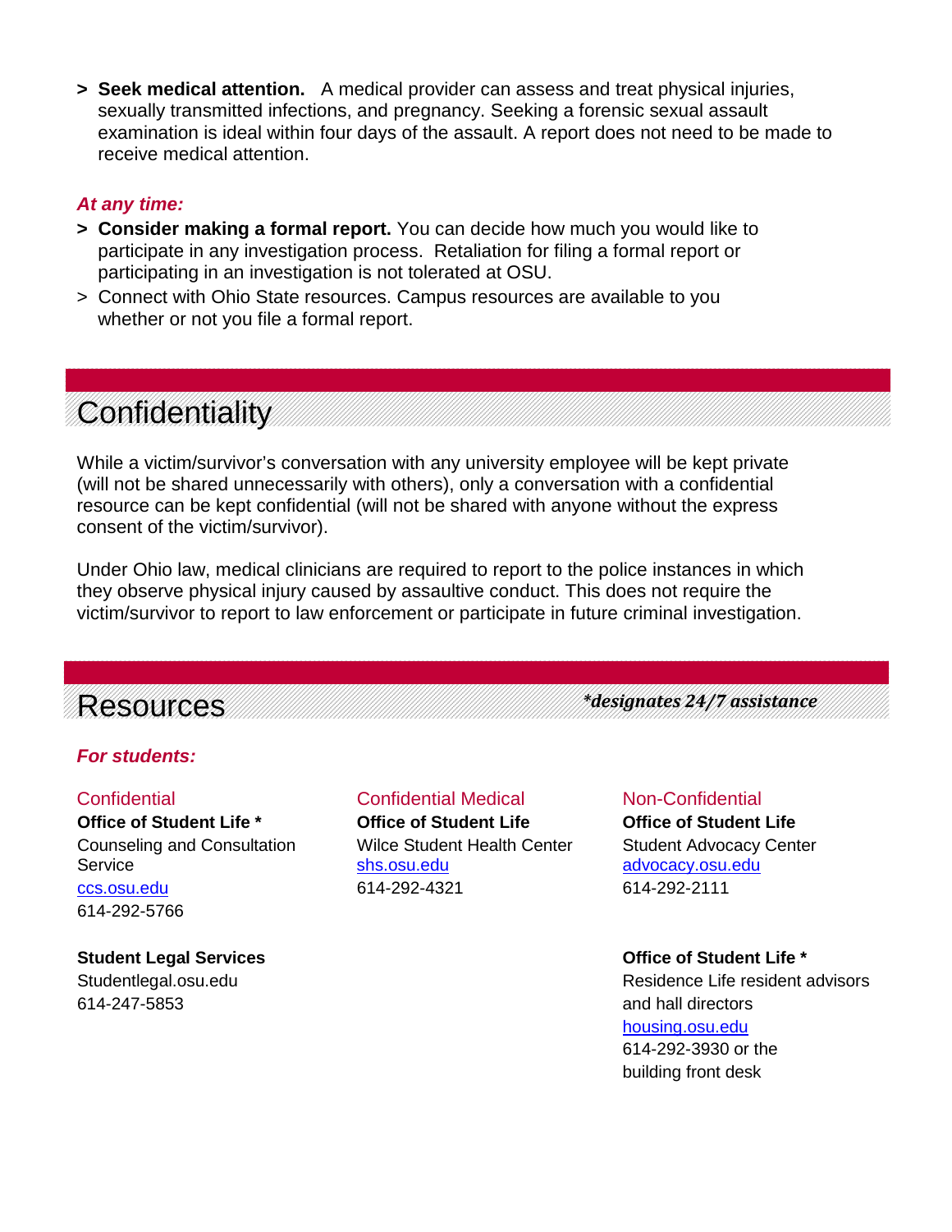- **Seek medical attention.** A medical provider can assess and treat physical injuries, sexually transmitted infections, and pregnancy. Seeking a forensic sexual assault examination is ideal within four days of the assault. A report does not need to be made to receive medical attention.

***At any time:***

- **Consider making a formal report.** You can decide how much you would like to participate in any investigation process. Retaliation for filing a formal report or participating in an investigation is not tolerated at OSU.
- Connect with Ohio State resources. Campus resources are available to you whether or not you file a formal report.

## Confidentiality

While a victim/survivor's conversation with any university employee will be kept private (will not be shared unnecessarily with others), only a conversation with a confidential resource can be kept confidential (will not be shared with anyone without the express consent of the victim/survivor).

Under Ohio law, medical clinicians are required to report to the police instances in which they observe physical injury caused by assaultive conduct. This does not require the victim/survivor to report to law enforcement or participate in future criminal investigation.

## Resources

****designates 24/7 assistance***

***For students:***

### Confidential

**Office of Student Life ***
Counseling and Consultation Service
ccs.osu.edu
614-292-5766

**Student Legal Services**
Studentlegal.osu.edu
614-247-5853

### Confidential Medical

**Office of Student Life**
Wilce Student Health Center
shs.osu.edu
614-292-4321

### Non-Confidential

**Office of Student Life**
Student Advocacy Center
advocacy.osu.edu
614-292-2111

**Office of Student Life ***
Residence Life resident advisors and hall directors
housing.osu.edu
614-292-3930 or the building front desk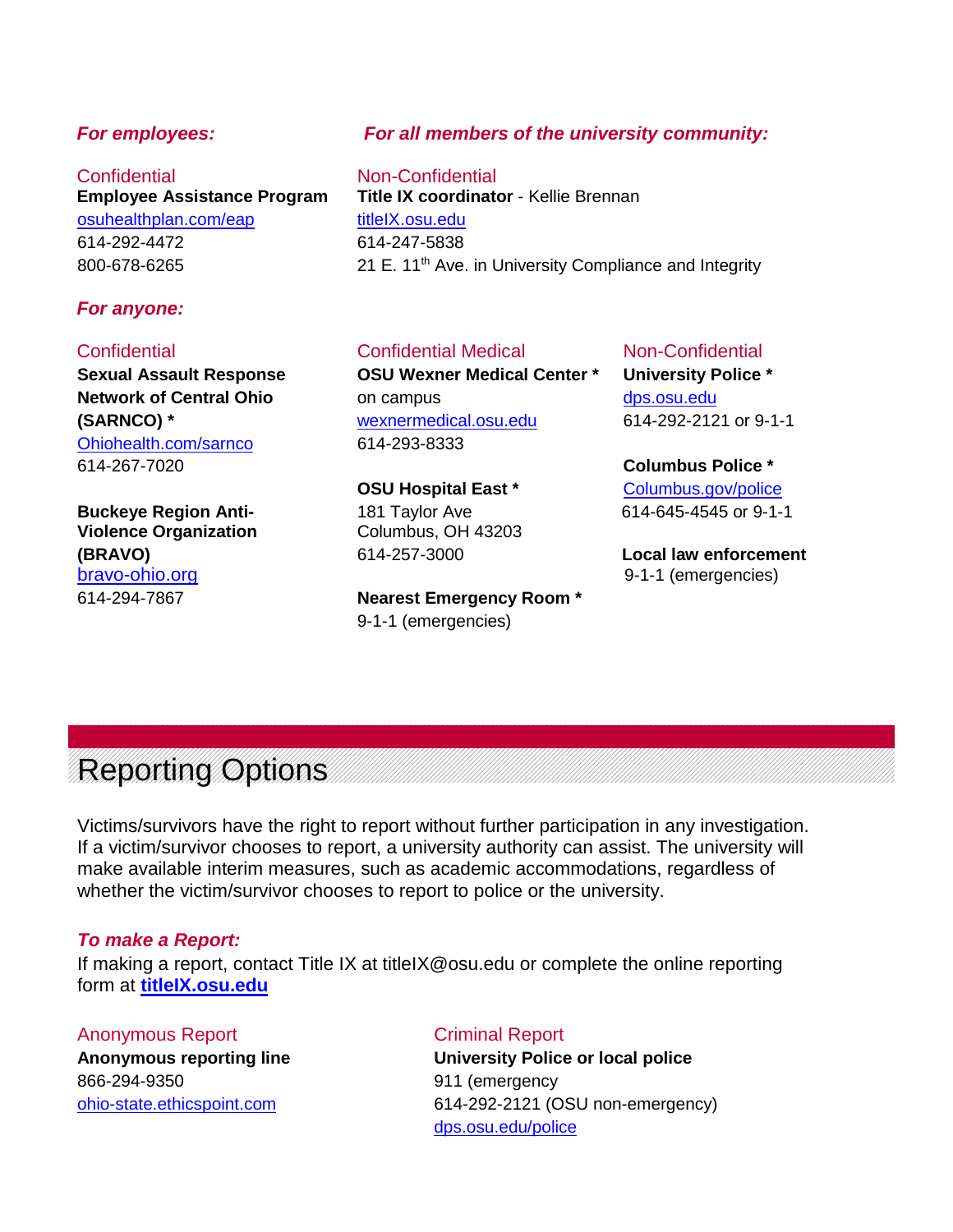***For employees:***

Confidential
**Employee Assistance Program**
osuhealthplan.com/eap
614-292-4472
800-678-6265

***For all members of the university community:***

Non-Confidential
**Title IX coordinator** - Kellie Brennan
titleIX.osu.edu
614-247-5838
21 E. 11th Ave. in University Compliance and Integrity

***For anyone:***

Confidential
**Sexual Assault Response Network of Central Ohio (SARNCO) ***
Ohiohealth.com/sarnco
614-267-7020

**Buckeye Region Anti-Violence Organization (BRAVO)**
bravo-ohio.org
614-294-7867

Confidential Medical
**OSU Wexner Medical Center *** on campus
wexnermedical.osu.edu
614-293-8333

**OSU Hospital East ***
181 Taylor Ave
Columbus, OH 43203
614-257-3000

**Nearest Emergency Room ***
9-1-1 (emergencies)

Non-Confidential
**University Police ***
dps.osu.edu
614-292-2121 or 9-1-1

**Columbus Police ***
Columbus.gov/police
614-645-4545 or 9-1-1

**Local law enforcement**
9-1-1 (emergencies)

# Reporting Options

Victims/survivors have the right to report without further participation in any investigation. If a victim/survivor chooses to report, a university authority can assist. The university will make available interim measures, such as academic accommodations, regardless of whether the victim/survivor chooses to report to police or the university.

***To make a Report:***
If making a report, contact Title IX at titleIX@osu.edu or complete the online reporting form at **titleIX.osu.edu**

Anonymous Report
**Anonymous reporting line**
866-294-9350
ohio-state.ethicspoint.com

Criminal Report
**University Police or local police**
911 (emergency
614-292-2121 (OSU non-emergency)
dps.osu.edu/police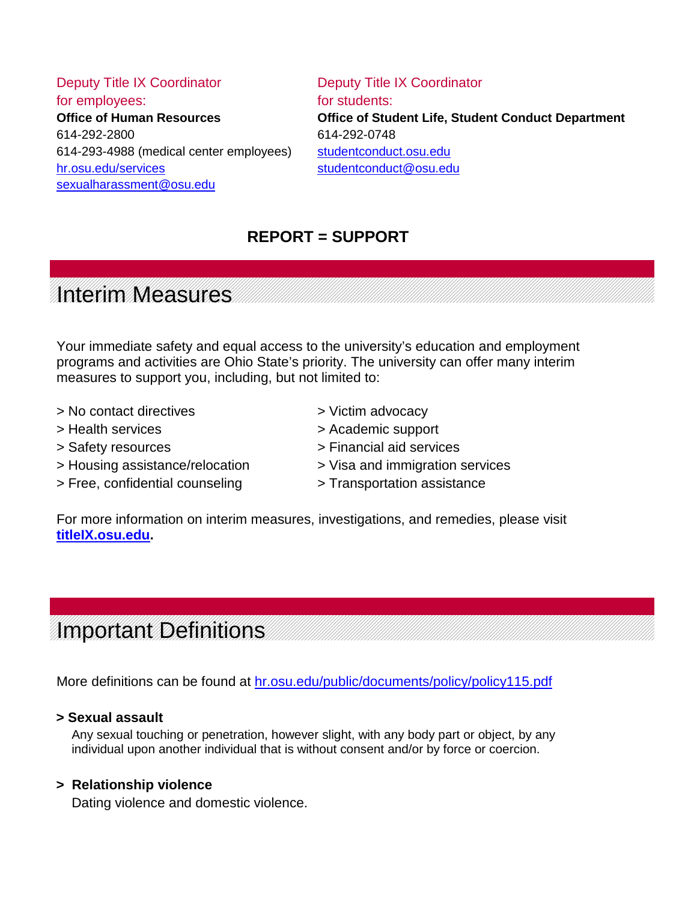Deputy Title IX Coordinator for employees:
**Office of Human Resources**
614-292-2800
614-293-4988 (medical center employees)
[hr.osu.edu/services](hr.osu.edu/services)
[sexualharassment@osu.edu](mailto:sexualharassment@osu.edu)

Deputy Title IX Coordinator for students:
**Office of Student Life, Student Conduct Department**
614-292-0748
[studentconduct.osu.edu](studentconduct.osu.edu)
[studentconduct@osu.edu](mailto:studentconduct@osu.edu)

**REPORT = SUPPORT**

## Interim Measures

Your immediate safety and equal access to the university's education and employment programs and activities are Ohio State's priority. The university can offer many interim measures to support you, including, but not limited to:

> No contact directives
> Health services
> Safety resources
> Housing assistance/relocation
> Free, confidential counseling
> Victim advocacy
> Academic support
> Financial aid services
> Visa and immigration services
> Transportation assistance

For more information on interim measures, investigations, and remedies, please visit **[titleIX.osu.edu](titleIX.osu.edu).**

## Important Definitions

More definitions can be found at [hr.osu.edu/public/documents/policy/policy115.pdf](hr.osu.edu/public/documents/policy/policy115.pdf)

**> Sexual assault**
Any sexual touching or penetration, however slight, with any body part or object, by any individual upon another individual that is without consent and/or by force or coercion.

**> Relationship violence**
Dating violence and domestic violence.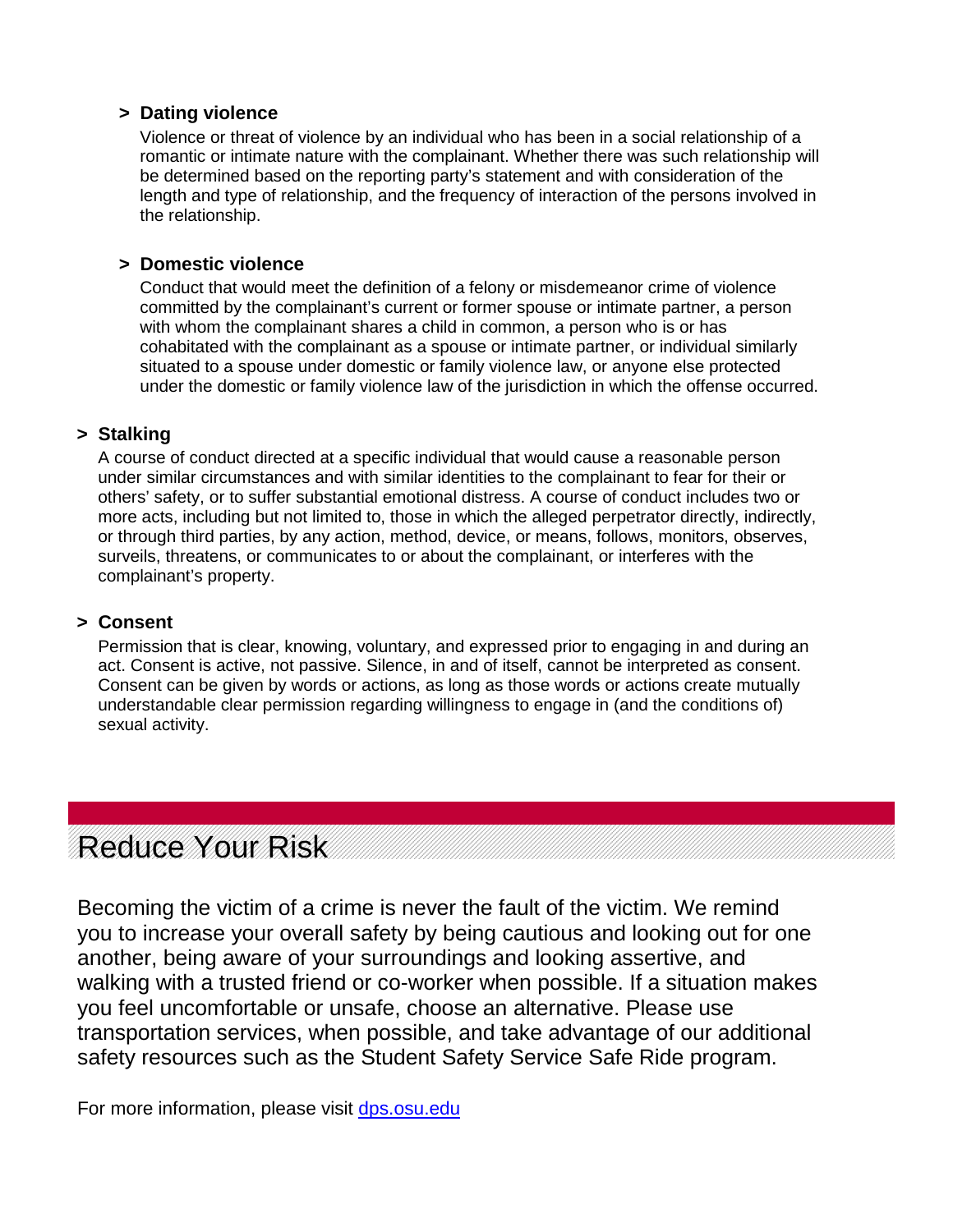> **Dating violence**
> Violence or threat of violence by an individual who has been in a social relationship of a romantic or intimate nature with the complainant. Whether there was such relationship will be determined based on the reporting party's statement and with consideration of the length and type of relationship, and the frequency of interaction of the persons involved in the relationship.

> **Domestic violence**
> Conduct that would meet the definition of a felony or misdemeanor crime of violence committed by the complainant's current or former spouse or intimate partner, a person with whom the complainant shares a child in common, a person who is or has cohabitated with the complainant as a spouse or intimate partner, or individual similarly situated to a spouse under domestic or family violence law, or anyone else protected under the domestic or family violence law of the jurisdiction in which the offense occurred.

> **Stalking**
> A course of conduct directed at a specific individual that would cause a reasonable person under similar circumstances and with similar identities to the complainant to fear for their or others' safety, or to suffer substantial emotional distress. A course of conduct includes two or more acts, including but not limited to, those in which the alleged perpetrator directly, indirectly, or through third parties, by any action, method, device, or means, follows, monitors, observes, surveils, threatens, or communicates to or about the complainant, or interferes with the complainant's property.

> **Consent**
> Permission that is clear, knowing, voluntary, and expressed prior to engaging in and during an act. Consent is active, not passive. Silence, in and of itself, cannot be interpreted as consent. Consent can be given by words or actions, as long as those words or actions create mutually understandable clear permission regarding willingness to engage in (and the conditions of) sexual activity.

## Reduce Your Risk

Becoming the victim of a crime is never the fault of the victim. We remind you to increase your overall safety by being cautious and looking out for one another, being aware of your surroundings and looking assertive, and walking with a trusted friend or co-worker when possible. If a situation makes you feel uncomfortable or unsafe, choose an alternative. Please use transportation services, when possible, and take advantage of our additional safety resources such as the Student Safety Service Safe Ride program.

For more information, please visit [dps.osu.edu](https://dps.osu.edu)